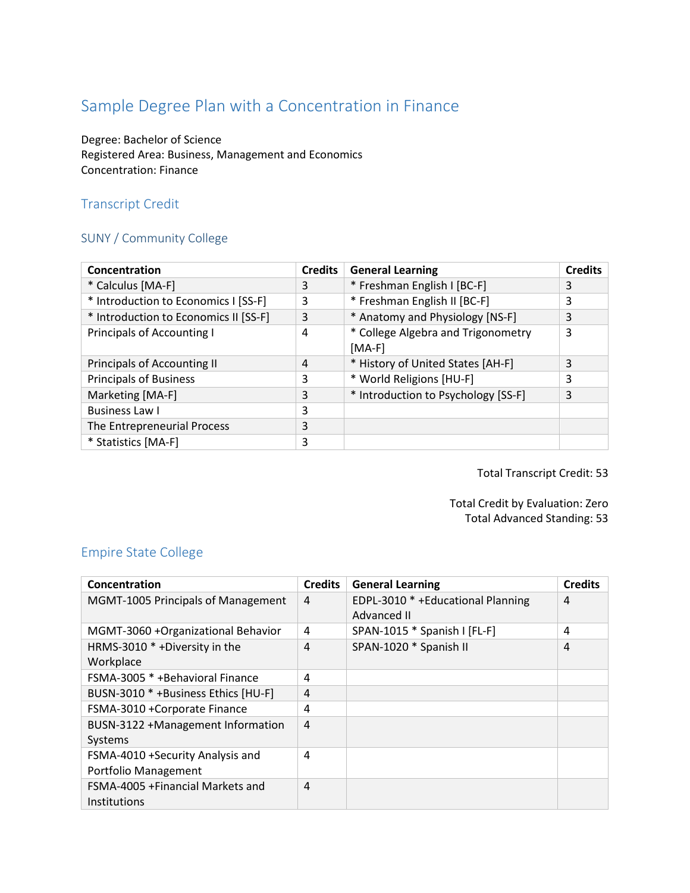# Sample Degree Plan with a Concentration in Finance

Degree: Bachelor of Science
Registered Area: Business, Management and Economics
Concentration: Finance

## Transcript Credit

### SUNY / Community College

| Concentration | Credits | General Learning | Credits |
|---|---|---|---|
| * Calculus [MA-F] | 3 | * Freshman English I [BC-F] | 3 |
| * Introduction to Economics I [SS-F] | 3 | * Freshman English II [BC-F] | 3 |
| * Introduction to Economics II [SS-F] | 3 | * Anatomy and Physiology [NS-F] | 3 |
| Principals of Accounting I | 4 | * College Algebra and Trigonometry [MA-F] | 3 |
| Principals of Accounting II | 4 | * History of United States [AH-F] | 3 |
| Principals of Business | 3 | * World Religions [HU-F] | 3 |
| Marketing [MA-F] | 3 | * Introduction to Psychology [SS-F] | 3 |
| Business Law I | 3 | | |
| The Entrepreneurial Process | 3 | | |
| * Statistics [MA-F] | 3 | | |

Total Transcript Credit: 53

Total Credit by Evaluation: Zero
Total Advanced Standing: 53

### Empire State College

| Concentration | Credits | General Learning | Credits |
|---|---|---|---|
| MGMT-1005 Principals of Management | 4 | EDPL-3010 * +Educational Planning Advanced II | 4 |
| MGMT-3060 +Organizational Behavior | 4 | SPAN-1015 * Spanish I [FL-F] | 4 |
| HRMS-3010 * +Diversity in the Workplace | 4 | SPAN-1020 * Spanish II | 4 |
| FSMA-3005 * +Behavioral Finance | 4 | | |
| BUSN-3010 * +Business Ethics [HU-F] | 4 | | |
| FSMA-3010 +Corporate Finance | 4 | | |
| BUSN-3122 +Management Information Systems | 4 | | |
| FSMA-4010 +Security Analysis and Portfolio Management | 4 | | |
| FSMA-4005 +Financial Markets and Institutions | 4 | | |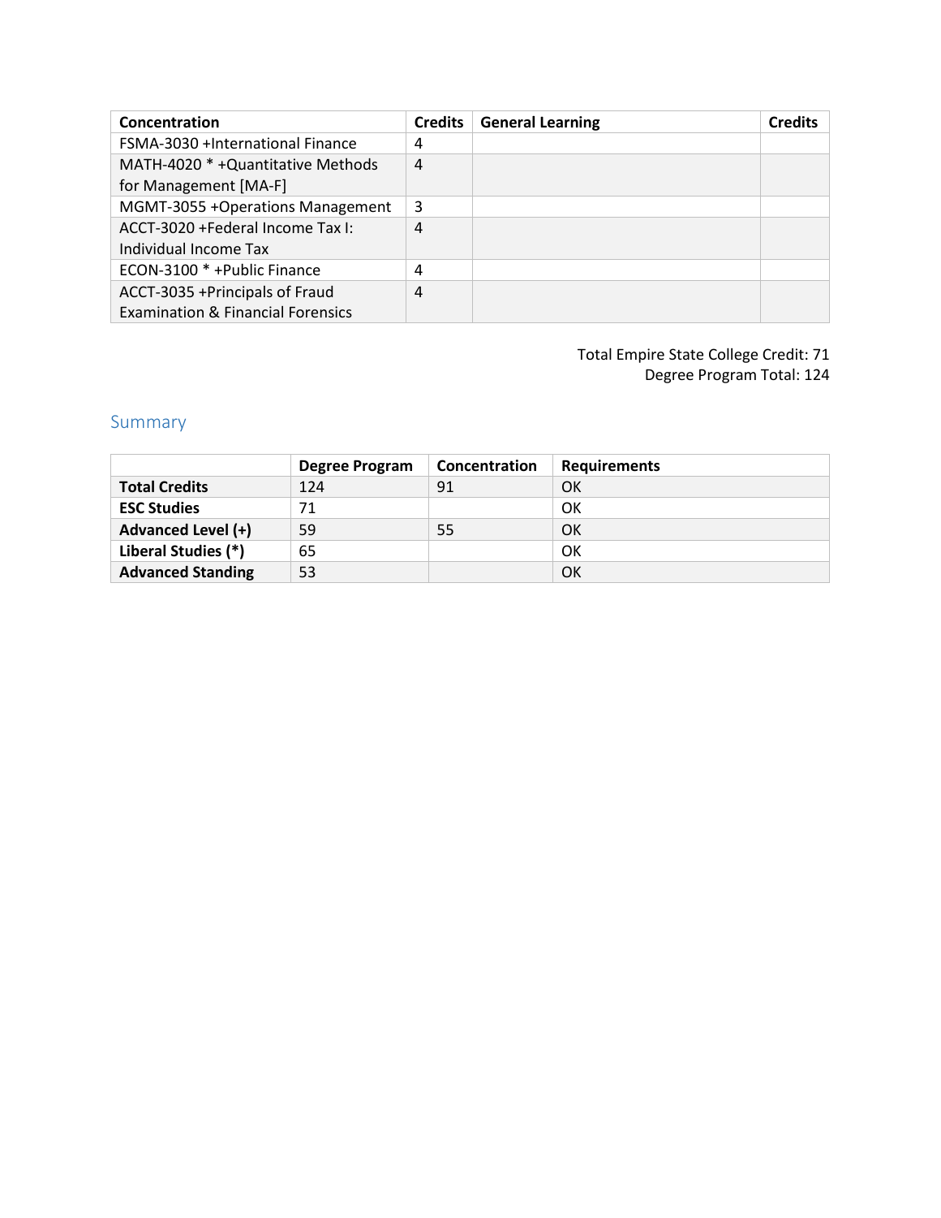| Concentration | Credits | General Learning | Credits |
|---|---|---|---|
| FSMA-3030 +International Finance | 4 | | |
| MATH-4020 * +Quantitative Methods for Management [MA-F] | 4 | | |
| MGMT-3055 +Operations Management | 3 | | |
| ACCT-3020 +Federal Income Tax I: Individual Income Tax | 4 | | |
| ECON-3100 * +Public Finance | 4 | | |
| ACCT-3035 +Principals of Fraud Examination & Financial Forensics | 4 | | |

Total Empire State College Credit: 71
Degree Program Total: 124

## Summary

| | Degree Program | Concentration | Requirements |
|---|---|---|---|
| **Total Credits** | 124 | 91 | OK |
| **ESC Studies** | 71 | | OK |
| **Advanced Level (+)** | 59 | 55 | OK |
| **Liberal Studies (*)** | 65 | | OK |
| **Advanced Standing** | 53 | | OK |